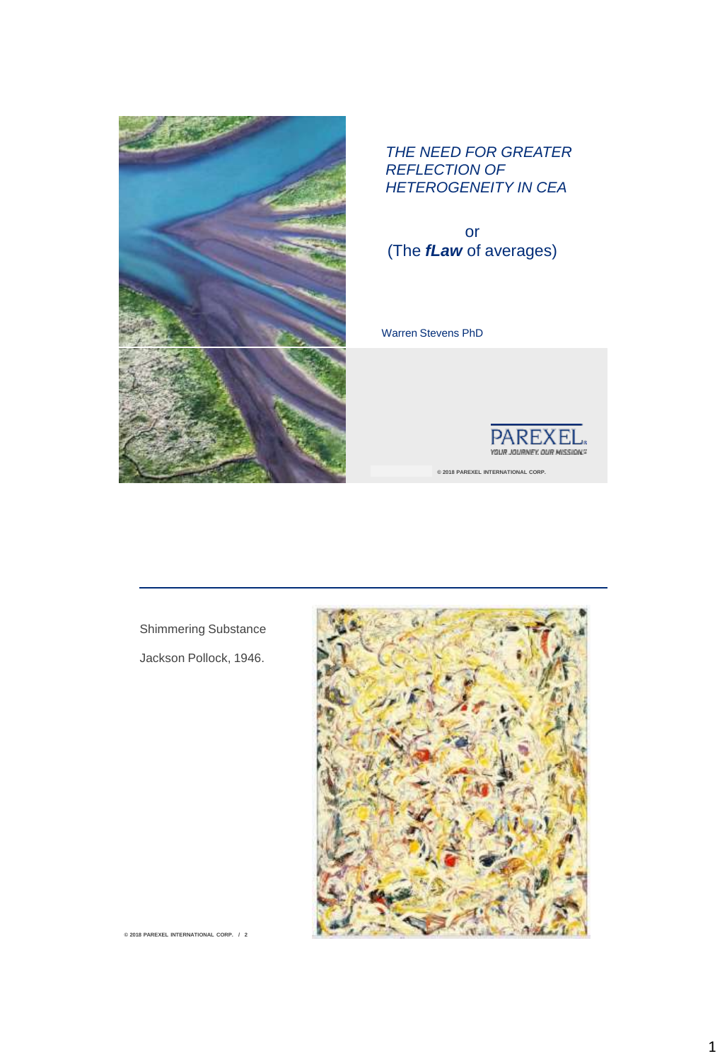# *THE NEED FOR GREATER REFLECTION OF HETEROGENEITY IN CEA*

or
(The ***fLaw*** of averages)

Warren Stevens PhD

PAREXEL®
YOUR JOURNEY. OUR MISSION.™

© 2018 PAREXEL INTERNATIONAL CORP.

---

Shimmering Substance

Jackson Pollock, 1946.

© 2018 PAREXEL INTERNATIONAL CORP. / 2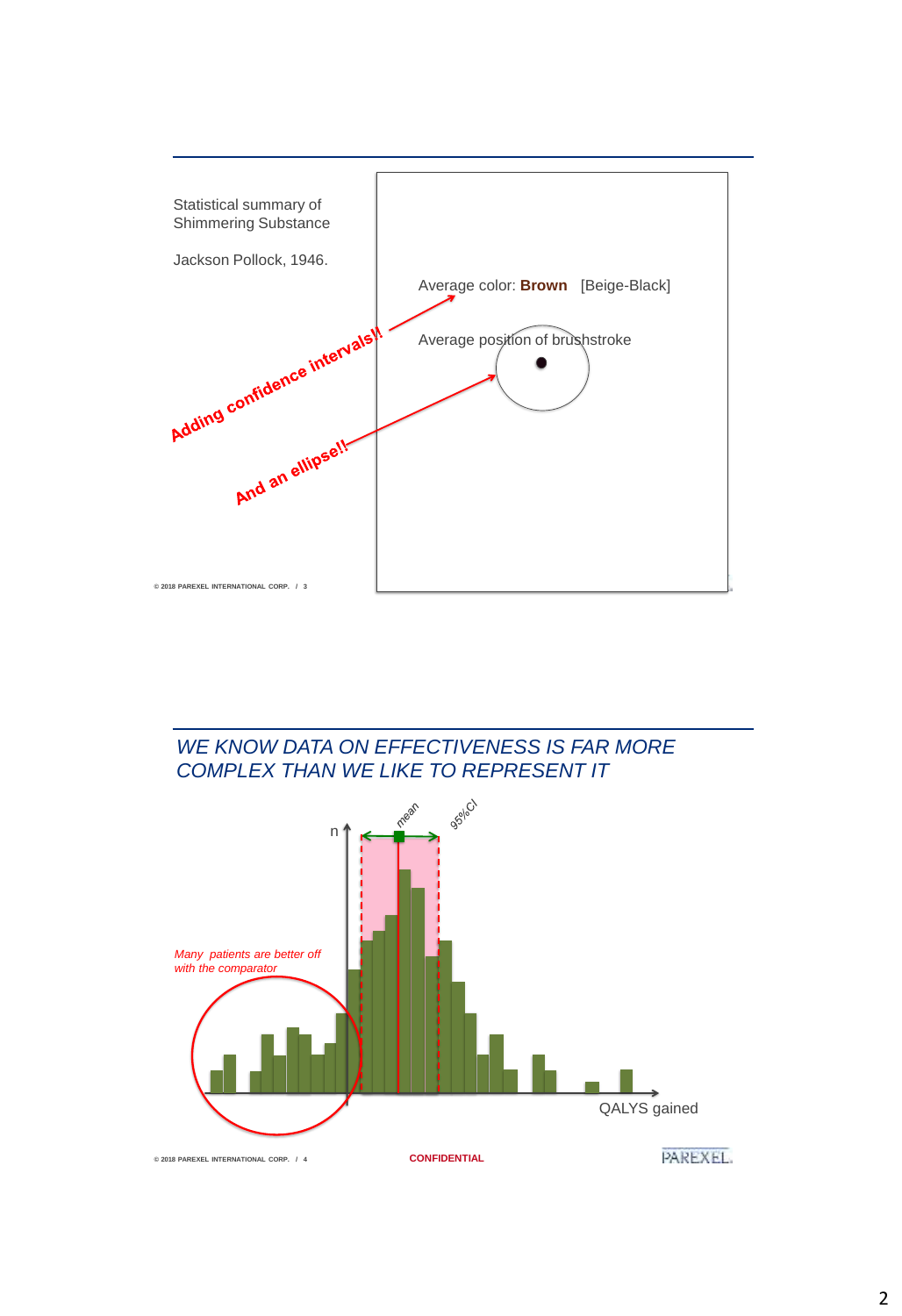Statistical summary of Shimmering Substance

Jackson Pollock, 1946.

Adding confidence intervals!!

And an ellipse!!

Average color: **Brown** [Beige-Black]

Average position of brushstroke

## WE KNOW DATA ON EFFECTIVENESS IS FAR MORE COMPLEX THAN WE LIKE TO REPRESENT IT

n

mean

95%CI

*Many patients are better off with the comparator*

QALYS gained

CONFIDENTIAL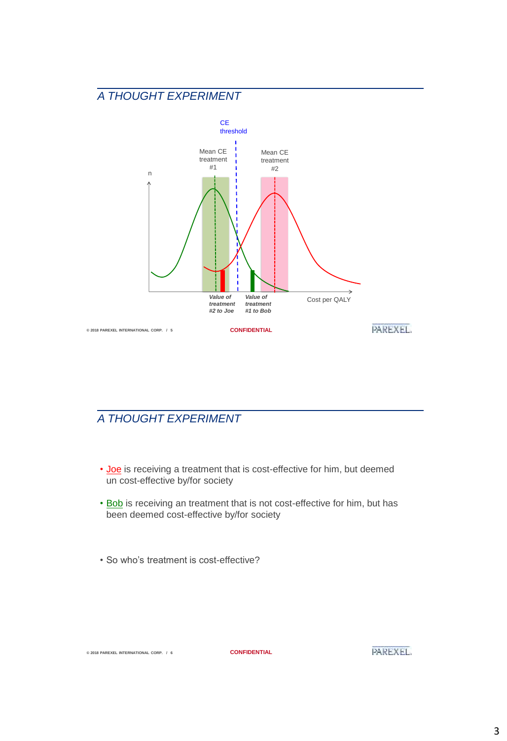## A THOUGHT EXPERIMENT

CE threshold

Mean CE treatment #1

Mean CE treatment #2

n

*Value of treatment #2 to Joe*

*Value of treatment #1 to Bob*

Cost per QALY

## A THOUGHT EXPERIMENT

- Joe is receiving a treatment that is cost-effective for him, but deemed un cost-effective by/for society
- Bob is receiving an treatment that is not cost-effective for him, but has been deemed cost-effective by/for society

- So who's treatment is cost-effective?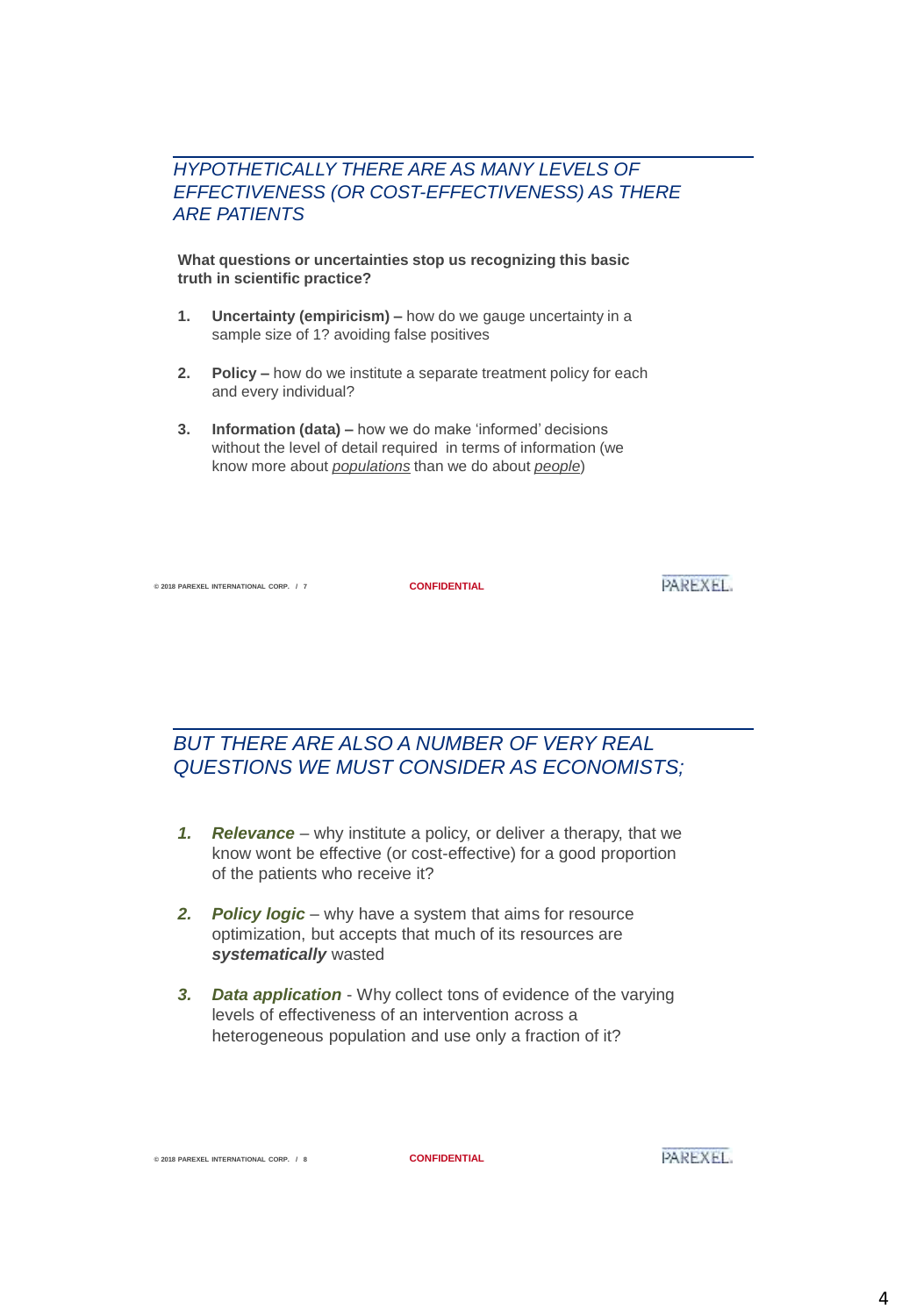## *HYPOTHETICALLY THERE ARE AS MANY LEVELS OF EFFECTIVENESS (OR COST-EFFECTIVENESS) AS THERE ARE PATIENTS*

**What questions or uncertainties stop us recognizing this basic truth in scientific practice?**

1. **Uncertainty (empiricism) –** how do we gauge uncertainty in a sample size of 1? avoiding false positives

2. **Policy –** how do we institute a separate treatment policy for each and every individual?

3. **Information (data) –** how we do make 'informed' decisions without the level of detail required in terms of information (we know more about *populations* than we do about *people*)

## *BUT THERE ARE ALSO A NUMBER OF VERY REAL QUESTIONS WE MUST CONSIDER AS ECONOMISTS;*

1. ***Relevance*** – why institute a policy, or deliver a therapy, that we know wont be effective (or cost-effective) for a good proportion of the patients who receive it?

2. ***Policy logic*** – why have a system that aims for resource optimization, but accepts that much of its resources are ***systematically*** wasted

3. ***Data application*** - Why collect tons of evidence of the varying levels of effectiveness of an intervention across a heterogeneous population and use only a fraction of it?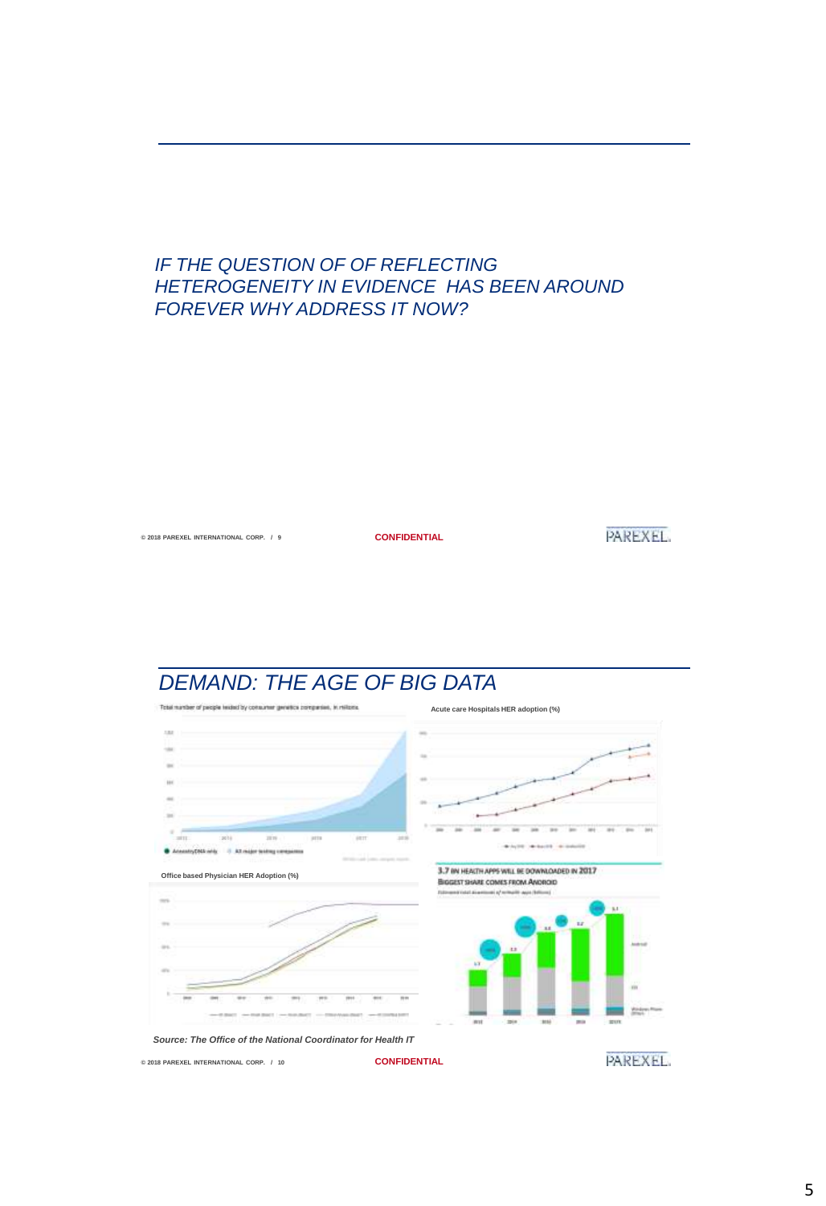## IF THE QUESTION OF OF REFLECTING HETEROGENEITY IN EVIDENCE HAS BEEN AROUND FOREVER WHY ADDRESS IT NOW?

## DEMAND: THE AGE OF BIG DATA

Total number of people tested by consumer genetics companies, in millions

AncestryDNA only · All major testing companies

Acute care Hospitals HER adoption (%)

Office based Physician HER Adoption (%)

3.7 BN HEALTH APPS WILL BE DOWNLOADED IN 2017
BIGGEST SHARE COMES FROM ANDROID

*Source: The Office of the National Coordinator for Health IT*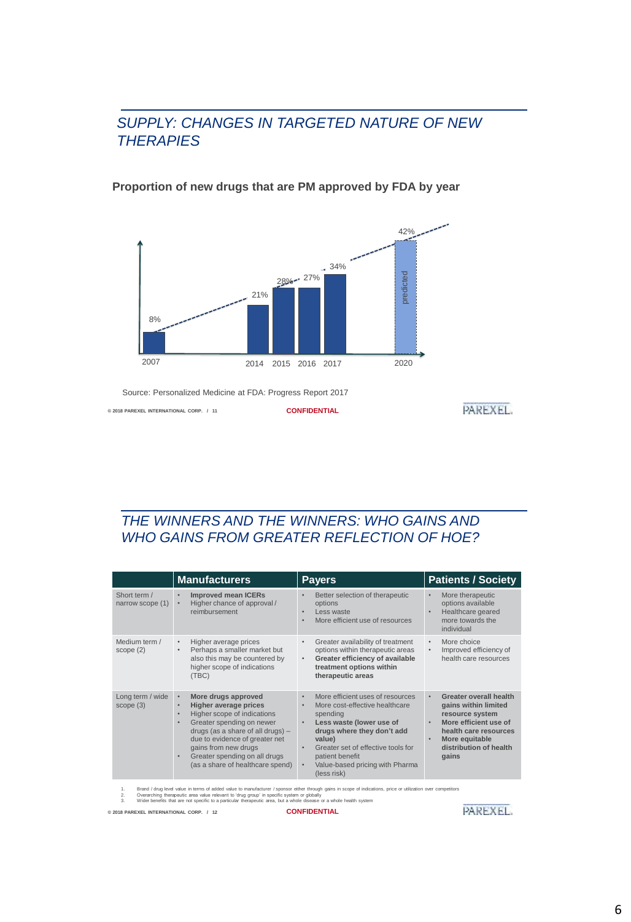## SUPPLY: CHANGES IN TARGETED NATURE OF NEW THERAPIES

**Proportion of new drugs that are PM approved by FDA by year**

| Year | Proportion |
|---|---|
| 2007 | 8% |
| 2014 | 21% |
| 2015 | 28% |
| 2016 | 27% |
| 2017 | 34% |
| 2020 (predicted) | 42% |

Source: Personalized Medicine at FDA: Progress Report 2017

## THE WINNERS AND THE WINNERS: WHO GAINS AND WHO GAINS FROM GREATER REFLECTION OF HOE?

| | Manufacturers | Payers | Patients / Society |
|---|---|---|---|
| Short term / narrow scope (1) | • **Improved mean ICERs**<br>• Higher chance of approval / reimbursement | • Better selection of therapeutic options<br>• Less waste<br>• More efficient use of resources | • More therapeutic options available<br>• Healthcare geared more towards the individual |
| Medium term / scope (2) | • Higher average prices<br>• Perhaps a smaller market but also this may be countered by higher scope of indications (TBC) | • Greater availability of treatment options within therapeutic areas<br>• **Greater efficiency of available treatment options within therapeutic areas** | • More choice<br>• Improved efficiency of health care resources |
| Long term / wide scope (3) | • **More drugs approved**<br>• **Higher average prices**<br>• Higher scope of indications<br>• Greater spending on newer drugs (as a share of all drugs) – due to evidence of greater net gains from new drugs<br>• Greater spending on all drugs (as a share of healthcare spend) | • More efficient uses of resources<br>• More cost-effective healthcare spending<br>• **Less waste (lower use of drugs where they don't add value)**<br>• Greater set of effective tools for patient benefit<br>• Value-based pricing with Pharma (less risk) | • **Greater overall health gains within limited resource system**<br>• **More efficient use of health care resources**<br>• **More equitable distribution of health gains** |

1. Brand / drug level value in terms of added value to manufacturer / sponsor either through gains in scope of indications, price or utilization over competitors
2. Overarching therapeutic area value relevant to 'drug group' in specific system or globally
3. Wider benefits that are not specific to a particular therapeutic area, but a whole disease or a whole health system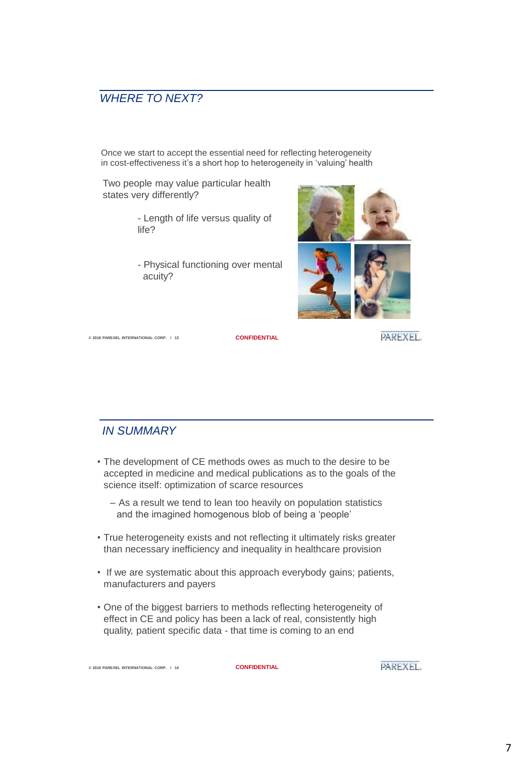## WHERE TO NEXT?

Once we start to accept the essential need for reflecting heterogeneity in cost-effectiveness it's a short hop to heterogeneity in 'valuing' health

Two people may value particular health states very differently?

- Length of life versus quality of life?

- Physical functioning over mental acuity?

© 2018 PAREXEL INTERNATIONAL CORP. / 13 CONFIDENTIAL PAREXEL

## IN SUMMARY

- The development of CE methods owes as much to the desire to be accepted in medicine and medical publications as to the goals of the science itself: optimization of scarce resources
  - As a result we tend to lean too heavily on population statistics and the imagined homogenous blob of being a 'people'
- True heterogeneity exists and not reflecting it ultimately risks greater than necessary inefficiency and inequality in healthcare provision
- If we are systematic about this approach everybody gains; patients, manufacturers and payers
- One of the biggest barriers to methods reflecting heterogeneity of effect in CE and policy has been a lack of real, consistently high quality, patient specific data - that time is coming to an end

© 2018 PAREXEL INTERNATIONAL CORP. / 14 CONFIDENTIAL PAREXEL